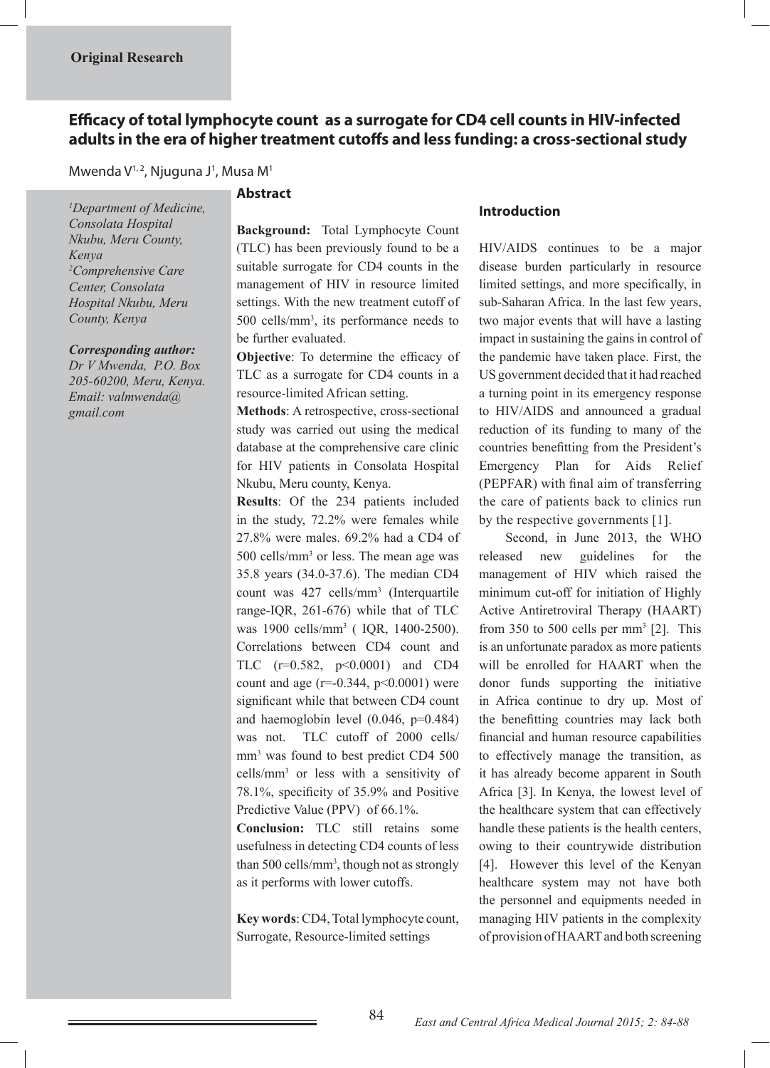Original Research

# Efficacy of total lymphocyte count as a surrogate for CD4 cell counts in HIV-infected adults in the era of higher treatment cutoffs and less funding: a cross-sectional study

Mwenda V[1, 2], Njuguna J[1], Musa M[1]

*[1]Department of Medicine, Consolata Hospital Nkubu, Meru County, Kenya*
*[2]Comprehensive Care Center, Consolata Hospital Nkubu, Meru County, Kenya*

***Corresponding author:***
*Dr V Mwenda, P.O. Box 205-60200, Meru, Kenya. Email: valmwenda@gmail.com*

## Abstract

**Background:** Total Lymphocyte Count (TLC) has been previously found to be a suitable surrogate for CD4 counts in the management of HIV in resource limited settings. With the new treatment cutoff of 500 cells/mm$^3$, its performance needs to be further evaluated.

**Objective**: To determine the efficacy of TLC as a surrogate for CD4 counts in a resource-limited African setting.

**Methods**: A retrospective, cross-sectional study was carried out using the medical database at the comprehensive care clinic for HIV patients in Consolata Hospital Nkubu, Meru county, Kenya.

**Results**: Of the 234 patients included in the study, 72.2% were females while 27.8% were males. 69.2% had a CD4 of 500 cells/mm$^3$ or less. The mean age was 35.8 years (34.0-37.6). The median CD4 count was 427 cells/mm$^3$ (Interquartile range-IQR, 261-676) while that of TLC was 1900 cells/mm$^3$ ( IQR, 1400-2500). Correlations between CD4 count and TLC ($r=0.582$, $p<0.0001$) and CD4 count and age ($r=-0.344$, $p<0.0001$) were significant while that between CD4 count and haemoglobin level (0.046, $p=0.484$) was not. TLC cutoff of 2000 cells/mm$^3$ was found to best predict CD4 500 cells/mm$^3$ or less with a sensitivity of 78.1%, specificity of 35.9% and Positive Predictive Value (PPV) of 66.1%.

**Conclusion:** TLC still retains some usefulness in detecting CD4 counts of less than 500 cells/mm$^3$, though not as strongly as it performs with lower cutoffs.

**Key words**: CD4, Total lymphocyte count, Surrogate, Resource-limited settings

## Introduction

HIV/AIDS continues to be a major disease burden particularly in resource limited settings, and more specifically, in sub-Saharan Africa. In the last few years, two major events that will have a lasting impact in sustaining the gains in control of the pandemic have taken place. First, the US government decided that it had reached a turning point in its emergency response to HIV/AIDS and announced a gradual reduction of its funding to many of the countries benefitting from the President's Emergency Plan for Aids Relief (PEPFAR) with final aim of transferring the care of patients back to clinics run by the respective governments [1].

Second, in June 2013, the WHO released new guidelines for the management of HIV which raised the minimum cut-off for initiation of Highly Active Antiretroviral Therapy (HAART) from 350 to 500 cells per mm$^3$ [2]. This is an unfortunate paradox as more patients will be enrolled for HAART when the donor funds supporting the initiative in Africa continue to dry up. Most of the benefitting countries may lack both financial and human resource capabilities to effectively manage the transition, as it has already become apparent in South Africa [3]. In Kenya, the lowest level of the healthcare system that can effectively handle these patients is the health centers, owing to their countrywide distribution [4]. However this level of the Kenyan healthcare system may not have both the personnel and equipments needed in managing HIV patients in the complexity of provision of HAART and both screening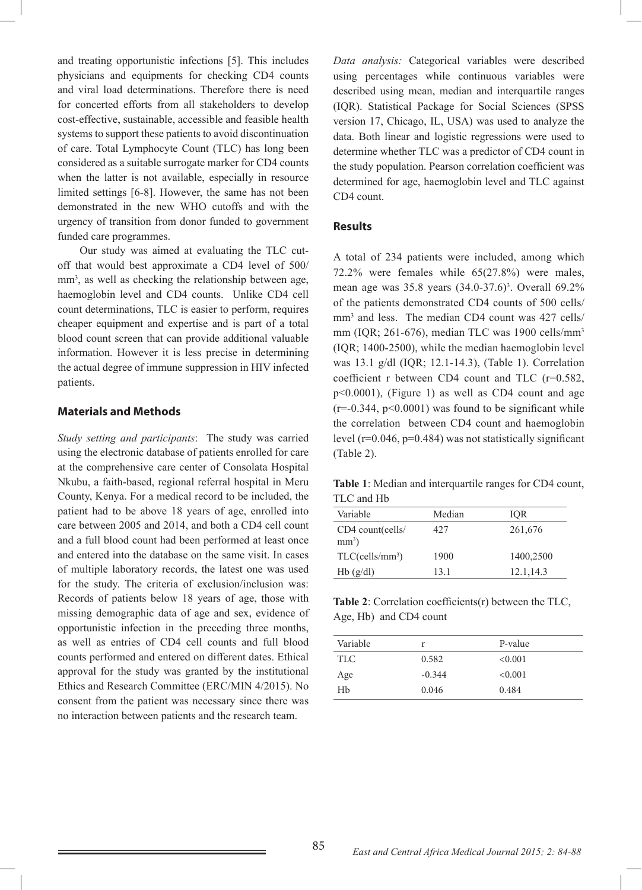and treating opportunistic infections [5]. This includes physicians and equipments for checking CD4 counts and viral load determinations. Therefore there is need for concerted efforts from all stakeholders to develop cost-effective, sustainable, accessible and feasible health systems to support these patients to avoid discontinuation of care. Total Lymphocyte Count (TLC) has long been considered as a suitable surrogate marker for CD4 counts when the latter is not available, especially in resource limited settings [6-8]. However, the same has not been demonstrated in the new WHO cutoffs and with the urgency of transition from donor funded to government funded care programmes.

Our study was aimed at evaluating the TLC cut-off that would best approximate a CD4 level of 500/mm$^3$, as well as checking the relationship between age, haemoglobin level and CD4 counts. Unlike CD4 cell count determinations, TLC is easier to perform, requires cheaper equipment and expertise and is part of a total blood count screen that can provide additional valuable information. However it is less precise in determining the actual degree of immune suppression in HIV infected patients.

## Materials and Methods

*Study setting and participants*: The study was carried using the electronic database of patients enrolled for care at the comprehensive care center of Consolata Hospital Nkubu, a faith-based, regional referral hospital in Meru County, Kenya. For a medical record to be included, the patient had to be above 18 years of age, enrolled into care between 2005 and 2014, and both a CD4 cell count and a full blood count had been performed at least once and entered into the database on the same visit. In cases of multiple laboratory records, the latest one was used for the study. The criteria of exclusion/inclusion was: Records of patients below 18 years of age, those with missing demographic data of age and sex, evidence of opportunistic infection in the preceding three months, as well as entries of CD4 cell counts and full blood counts performed and entered on different dates. Ethical approval for the study was granted by the institutional Ethics and Research Committee (ERC/MIN 4/2015). No consent from the patient was necessary since there was no interaction between patients and the research team.

*Data analysis:* Categorical variables were described using percentages while continuous variables were described using mean, median and interquartile ranges (IQR). Statistical Package for Social Sciences (SPSS version 17, Chicago, IL, USA) was used to analyze the data. Both linear and logistic regressions were used to determine whether TLC was a predictor of CD4 count in the study population. Pearson correlation coefficient was determined for age, haemoglobin level and TLC against CD4 count.

## Results

A total of 234 patients were included, among which 72.2% were females while 65(27.8%) were males, mean age was 35.8 years (34.0-37.6)$^3$. Overall 69.2% of the patients demonstrated CD4 counts of 500 cells/mm$^3$ and less. The median CD4 count was 427 cells/mm (IQR; 261-676), median TLC was 1900 cells/mm$^3$ (IQR; 1400-2500), while the median haemoglobin level was 13.1 g/dl (IQR; 12.1-14.3), (Table 1). Correlation coefficient r between CD4 count and TLC ($r=0.582$, $p<0.0001$), (Figure 1) as well as CD4 count and age ($r=-0.344$, $p<0.0001$) was found to be significant while the correlation between CD4 count and haemoglobin level ($r=0.046$, $p=0.484$) was not statistically significant (Table 2).

**Table 1**: Median and interquartile ranges for CD4 count, TLC and Hb

| Variable | Median | IQR |
|---|---|---|
| CD4 count(cells/mm$^3$) | 427 | 261,676 |
| TLC(cells/mm$^3$) | 1900 | 1400,2500 |
| Hb (g/dl) | 13.1 | 12.1,14.3 |

**Table 2**: Correlation coefficients(r) between the TLC, Age, Hb) and CD4 count

| Variable | r | P-value |
|---|---|---|
| TLC | 0.582 | <0.001 |
| Age | -0.344 | <0.001 |
| Hb | 0.046 | 0.484 |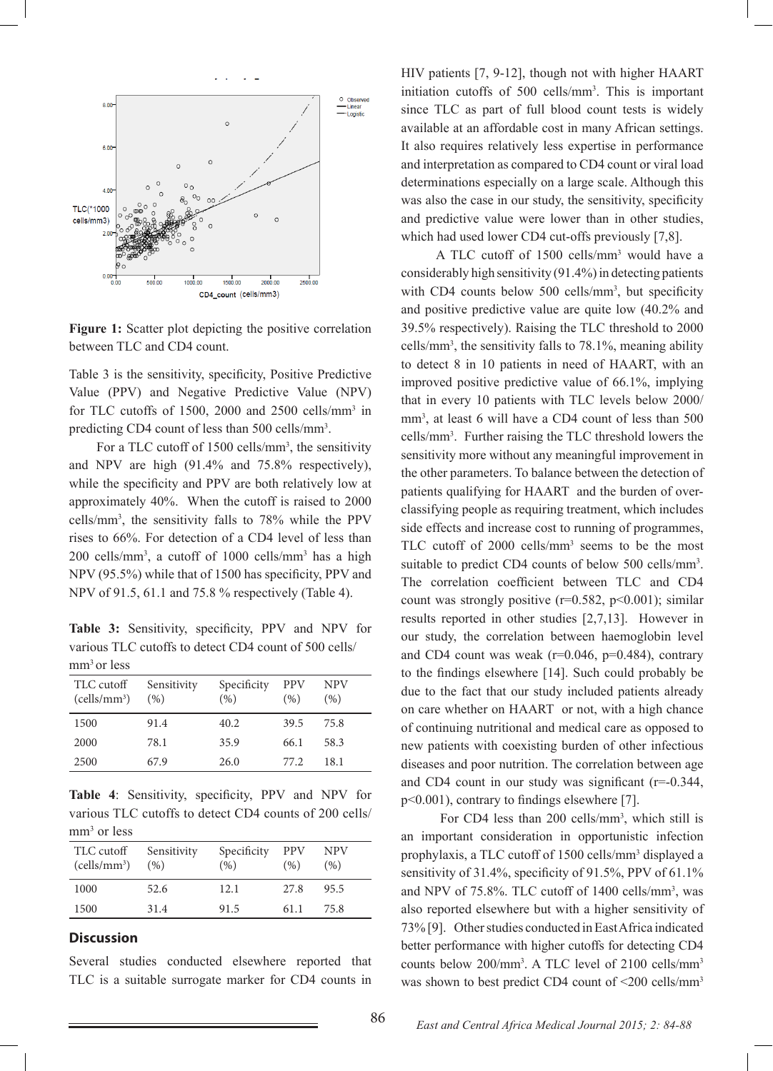**Figure 1:** Scatter plot depicting the positive correlation between TLC and CD4 count.

Table 3 is the sensitivity, specificity, Positive Predictive Value (PPV) and Negative Predictive Value (NPV) for TLC cutoffs of 1500, 2000 and 2500 cells/mm$^3$ in predicting CD4 count of less than 500 cells/mm$^3$.

For a TLC cutoff of 1500 cells/mm$^3$, the sensitivity and NPV are high (91.4% and 75.8% respectively), while the specificity and PPV are both relatively low at approximately 40%. When the cutoff is raised to 2000 cells/mm$^3$, the sensitivity falls to 78% while the PPV rises to 66%. For detection of a CD4 level of less than 200 cells/mm$^3$, a cutoff of 1000 cells/mm$^3$ has a high NPV (95.5%) while that of 1500 has specificity, PPV and NPV of 91.5, 61.1 and 75.8 % respectively (Table 4).

**Table 3:** Sensitivity, specificity, PPV and NPV for various TLC cutoffs to detect CD4 count of 500 cells/mm$^3$ or less

| TLC cutoff (cells/mm$^3$) | Sensitivity (%) | Specificity (%) | PPV (%) | NPV (%) |
|---|---|---|---|---|
| 1500 | 91.4 | 40.2 | 39.5 | 75.8 |
| 2000 | 78.1 | 35.9 | 66.1 | 58.3 |
| 2500 | 67.9 | 26.0 | 77.2 | 18.1 |

**Table 4**: Sensitivity, specificity, PPV and NPV for various TLC cutoffs to detect CD4 counts of 200 cells/mm$^3$ or less

| TLC cutoff (cells/mm$^3$) | Sensitivity (%) | Specificity (%) | PPV (%) | NPV (%) |
|---|---|---|---|---|
| 1000 | 52.6 | 12.1 | 27.8 | 95.5 |
| 1500 | 31.4 | 91.5 | 61.1 | 75.8 |

## Discussion

Several studies conducted elsewhere reported that TLC is a suitable surrogate marker for CD4 counts in HIV patients [7, 9-12], though not with higher HAART initiation cutoffs of 500 cells/mm$^3$. This is important since TLC as part of full blood count tests is widely available at an affordable cost in many African settings. It also requires relatively less expertise in performance and interpretation as compared to CD4 count or viral load determinations especially on a large scale. Although this was also the case in our study, the sensitivity, specificity and predictive value were lower than in other studies, which had used lower CD4 cut-offs previously [7,8].

A TLC cutoff of 1500 cells/mm$^3$ would have a considerably high sensitivity (91.4%) in detecting patients with CD4 counts below 500 cells/mm$^3$, but specificity and positive predictive value are quite low (40.2% and 39.5% respectively). Raising the TLC threshold to 2000 cells/mm$^3$, the sensitivity falls to 78.1%, meaning ability to detect 8 in 10 patients in need of HAART, with an improved positive predictive value of 66.1%, implying that in every 10 patients with TLC levels below 2000/mm$^3$, at least 6 will have a CD4 count of less than 500 cells/mm$^3$. Further raising the TLC threshold lowers the sensitivity more without any meaningful improvement in the other parameters. To balance between the detection of patients qualifying for HAART and the burden of over-classifying people as requiring treatment, which includes side effects and increase cost to running of programmes, TLC cutoff of 2000 cells/mm$^3$ seems to be the most suitable to predict CD4 counts of below 500 cells/mm$^3$. The correlation coefficient between TLC and CD4 count was strongly positive ($r=0.582$, $p<0.001$); similar results reported in other studies [2,7,13]. However in our study, the correlation between haemoglobin level and CD4 count was weak ($r=0.046$, $p=0.484$), contrary to the findings elsewhere [14]. Such could probably be due to the fact that our study included patients already on care whether on HAART or not, with a high chance of continuing nutritional and medical care as opposed to new patients with coexisting burden of other infectious diseases and poor nutrition. The correlation between age and CD4 count in our study was significant ($r=-0.344$, $p<0.001$), contrary to findings elsewhere [7].

For CD4 less than 200 cells/mm$^3$, which still is an important consideration in opportunistic infection prophylaxis, a TLC cutoff of 1500 cells/mm$^3$ displayed a sensitivity of 31.4%, specificity of 91.5%, PPV of 61.1% and NPV of 75.8%. TLC cutoff of 1400 cells/mm$^3$, was also reported elsewhere but with a higher sensitivity of 73% [9]. Other studies conducted in East Africa indicated better performance with higher cutoffs for detecting CD4 counts below 200/mm$^3$. A TLC level of 2100 cells/mm$^3$ was shown to best predict CD4 count of <200 cells/mm$^3$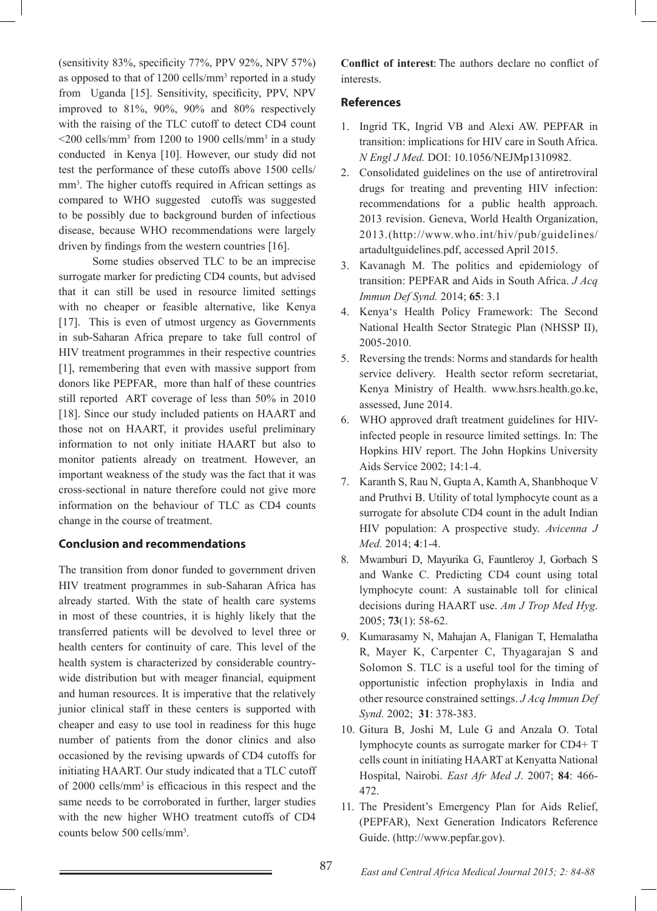(sensitivity 83%, specificity 77%, PPV 92%, NPV 57%) as opposed to that of 1200 cells/mm³ reported in a study from Uganda [15]. Sensitivity, specificity, PPV, NPV improved to 81%, 90%, 90% and 80% respectively with the raising of the TLC cutoff to detect CD4 count <200 cells/mm³ from 1200 to 1900 cells/mm³ in a study conducted in Kenya [10]. However, our study did not test the performance of these cutoffs above 1500 cells/mm³. The higher cutoffs required in African settings as compared to WHO suggested cutoffs was suggested to be possibly due to background burden of infectious disease, because WHO recommendations were largely driven by findings from the western countries [16].

Some studies observed TLC to be an imprecise surrogate marker for predicting CD4 counts, but advised that it can still be used in resource limited settings with no cheaper or feasible alternative, like Kenya [17]. This is even of utmost urgency as Governments in sub-Saharan Africa prepare to take full control of HIV treatment programmes in their respective countries [1], remembering that even with massive support from donors like PEPFAR, more than half of these countries still reported ART coverage of less than 50% in 2010 [18]. Since our study included patients on HAART and those not on HAART, it provides useful preliminary information to not only initiate HAART but also to monitor patients already on treatment. However, an important weakness of the study was the fact that it was cross-sectional in nature therefore could not give more information on the behaviour of TLC as CD4 counts change in the course of treatment.

## Conclusion and recommendations

The transition from donor funded to government driven HIV treatment programmes in sub-Saharan Africa has already started. With the state of health care systems in most of these countries, it is highly likely that the transferred patients will be devolved to level three or health centers for continuity of care. This level of the health system is characterized by considerable country-wide distribution but with meager financial, equipment and human resources. It is imperative that the relatively junior clinical staff in these centers is supported with cheaper and easy to use tool in readiness for this huge number of patients from the donor clinics and also occasioned by the revising upwards of CD4 cutoffs for initiating HAART. Our study indicated that a TLC cutoff of 2000 cells/mm³ is efficacious in this respect and the same needs to be corroborated in further, larger studies with the new higher WHO treatment cutoffs of CD4 counts below 500 cells/mm³.

**Conflict of interest**: The authors declare no conflict of interests.

## References

1. Ingrid TK, Ingrid VB and Alexi AW. PEPFAR in transition: implications for HIV care in South Africa. *N Engl J Med.* DOI: 10.1056/NEJMp1310982.
2. Consolidated guidelines on the use of antiretroviral drugs for treating and preventing HIV infection: recommendations for a public health approach. 2013 revision. Geneva, World Health Organization, 2013.(http://www.who.int/hiv/pub/guidelines/artadultguidelines.pdf, accessed April 2015.
3. Kavanagh M. The politics and epidemiology of transition: PEPFAR and Aids in South Africa. *J Acq Immun Def Synd.* 2014; **65**: 3.1
4. Kenya's Health Policy Framework: The Second National Health Sector Strategic Plan (NHSSP II), 2005-2010.
5. Reversing the trends: Norms and standards for health service delivery. Health sector reform secretariat, Kenya Ministry of Health. www.hsrs.health.go.ke, assessed, June 2014.
6. WHO approved draft treatment guidelines for HIV-infected people in resource limited settings. In: The Hopkins HIV report. The John Hopkins University Aids Service 2002; 14:1-4.
7. Karanth S, Rau N, Gupta A, Kamth A, Shanbhoque V and Pruthvi B. Utility of total lymphocyte count as a surrogate for absolute CD4 count in the adult Indian HIV population: A prospective study. *Avicenna J Med.* 2014; **4**:1-4.
8. Mwamburi D, Mayurika G, Fauntleroy J, Gorbach S and Wanke C. Predicting CD4 count using total lymphocyte count: A sustainable toll for clinical decisions during HAART use. *Am J Trop Med Hyg*. 2005; **73**(1): 58-62.
9. Kumarasamy N, Mahajan A, Flanigan T, Hemalatha R, Mayer K, Carpenter C, Thyagarajan S and Solomon S. TLC is a useful tool for the timing of opportunistic infection prophylaxis in India and other resource constrained settings. *J Acq Immun Def Synd.* 2002; **31**: 378-383.
10. Gitura B, Joshi M, Lule G and Anzala O. Total lymphocyte counts as surrogate marker for CD4+ T cells count in initiating HAART at Kenyatta National Hospital, Nairobi. *East Afr Med J*. 2007; **84**: 466-472.
11. The President's Emergency Plan for Aids Relief, (PEPFAR), Next Generation Indicators Reference Guide. (http://www.pepfar.gov).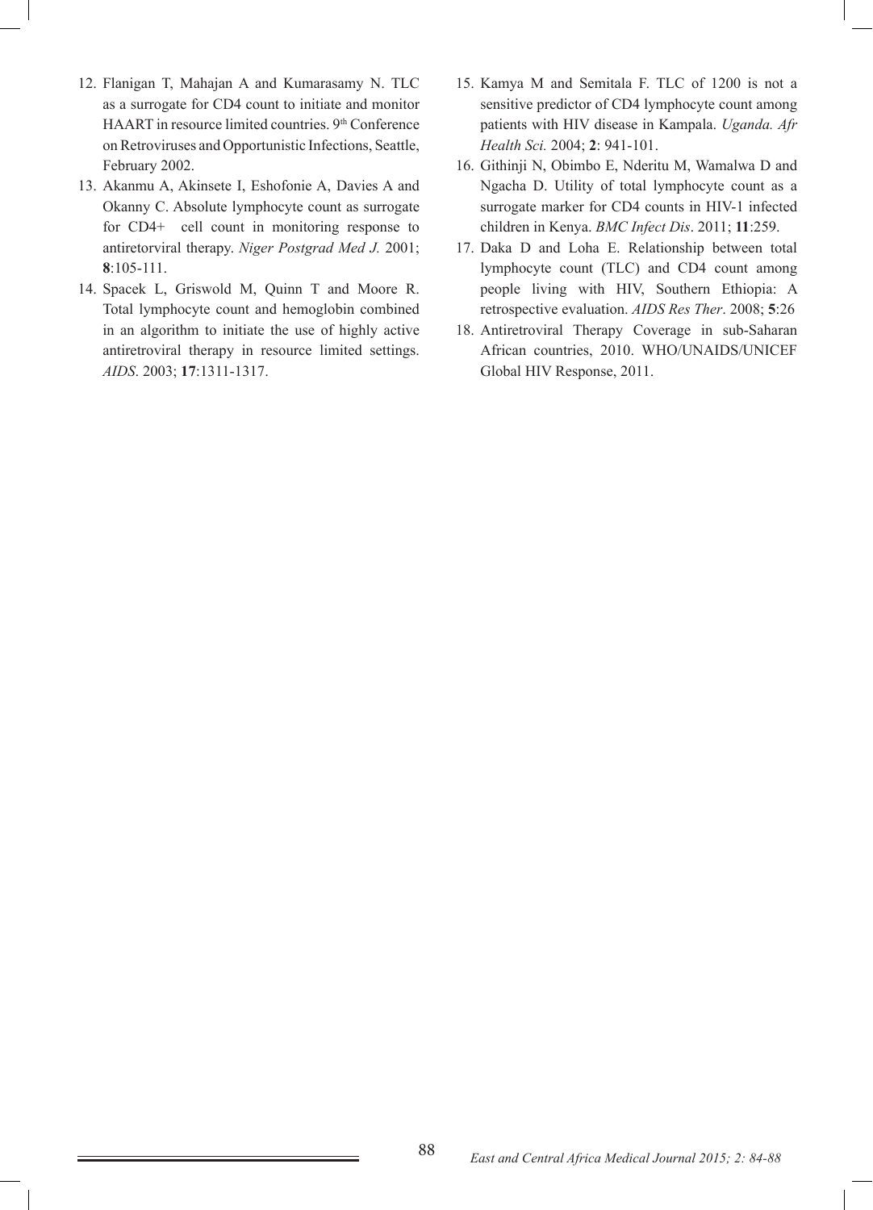12. Flanigan T, Mahajan A and Kumarasamy N. TLC as a surrogate for CD4 count to initiate and monitor HAART in resource limited countries. 9th Conference on Retroviruses and Opportunistic Infections, Seattle, February 2002.
13. Akanmu A, Akinsete I, Eshofonie A, Davies A and Okanny C. Absolute lymphocyte count as surrogate for CD4+ cell count in monitoring response to antiretorviral therapy. *Niger Postgrad Med J.* 2001; **8**:105-111.
14. Spacek L, Griswold M, Quinn T and Moore R. Total lymphocyte count and hemoglobin combined in an algorithm to initiate the use of highly active antiretroviral therapy in resource limited settings. *AIDS*. 2003; **17**:1311-1317.
15. Kamya M and Semitala F. TLC of 1200 is not a sensitive predictor of CD4 lymphocyte count among patients with HIV disease in Kampala. *Uganda. Afr Health Sci.* 2004; **2**: 941-101.
16. Githinji N, Obimbo E, Nderitu M, Wamalwa D and Ngacha D. Utility of total lymphocyte count as a surrogate marker for CD4 counts in HIV-1 infected children in Kenya. *BMC Infect Dis*. 2011; **11**:259.
17. Daka D and Loha E. Relationship between total lymphocyte count (TLC) and CD4 count among people living with HIV, Southern Ethiopia: A retrospective evaluation. *AIDS Res Ther*. 2008; **5**:26
18. Antiretroviral Therapy Coverage in sub-Saharan African countries, 2010. WHO/UNAIDS/UNICEF Global HIV Response, 2011.